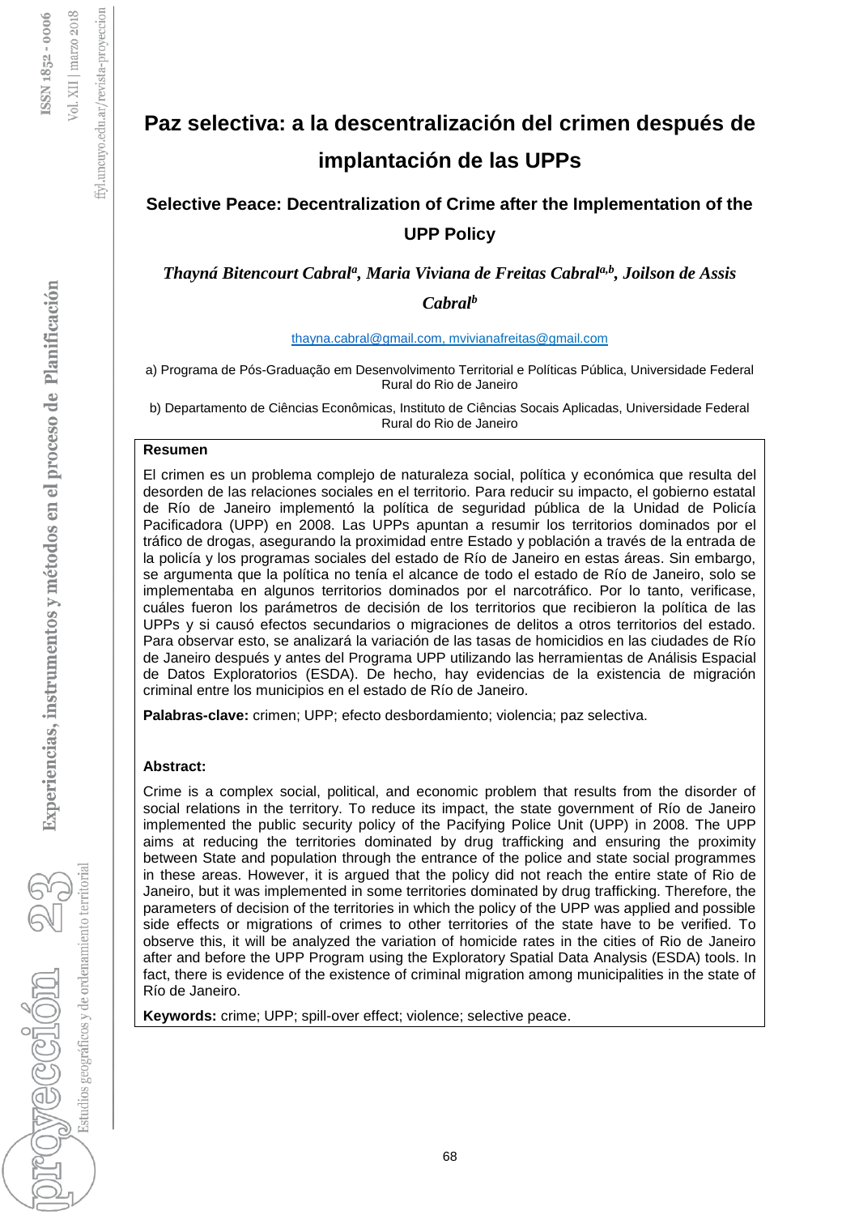# Paz selectiva: a la descentralización del crimen después de implantación de las UPPs

## Selective Peace: Decentralization of Crime after the Implementation of the UPP Policy

***Thayná Bitencourt Cabral[a], Maria Viviana de Freitas Cabral[a,b], Joilson de Assis Cabral[b]***

thayna.cabral@gmail.com, mvivianafreitas@gmail.com

a) Programa de Pós-Graduação em Desenvolvimento Territorial e Políticas Pública, Universidade Federal Rural do Rio de Janeiro

b) Departamento de Ciências Econômicas, Instituto de Ciências Socais Aplicadas, Universidade Federal Rural do Rio de Janeiro

**Resumen**

El crimen es un problema complejo de naturaleza social, política y económica que resulta del desorden de las relaciones sociales en el territorio. Para reducir su impacto, el gobierno estatal de Río de Janeiro implementó la política de seguridad pública de la Unidad de Policía Pacificadora (UPP) en 2008. Las UPPs apuntan a resumir los territorios dominados por el tráfico de drogas, asegurando la proximidad entre Estado y población a través de la entrada de la policía y los programas sociales del estado de Río de Janeiro en estas áreas. Sin embargo, se argumenta que la política no tenía el alcance de todo el estado de Río de Janeiro, solo se implementaba en algunos territorios dominados por el narcotráfico. Por lo tanto, verificase, cuáles fueron los parámetros de decisión de los territorios que recibieron la política de las UPPs y si causó efectos secundarios o migraciones de delitos a otros territorios del estado. Para observar esto, se analizará la variación de las tasas de homicidios en las ciudades de Río de Janeiro después y antes del Programa UPP utilizando las herramientas de Análisis Espacial de Datos Exploratorios (ESDA). De hecho, hay evidencias de la existencia de migración criminal entre los municipios en el estado de Río de Janeiro.

**Palabras-clave:** crimen; UPP; efecto desbordamiento; violencia; paz selectiva.

**Abstract:**

Crime is a complex social, political, and economic problem that results from the disorder of social relations in the territory. To reduce its impact, the state government of Río de Janeiro implemented the public security policy of the Pacifying Police Unit (UPP) in 2008. The UPP aims at reducing the territories dominated by drug trafficking and ensuring the proximity between State and population through the entrance of the police and state social programmes in these areas. However, it is argued that the policy did not reach the entire state of Rio de Janeiro, but it was implemented in some territories dominated by drug trafficking. Therefore, the parameters of decision of the territories in which the policy of the UPP was applied and possible side effects or migrations of crimes to other territories of the state have to be verified. To observe this, it will be analyzed the variation of homicide rates in the cities of Rio de Janeiro after and before the UPP Program using the Exploratory Spatial Data Analysis (ESDA) tools. In fact, there is evidence of the existence of criminal migration among municipalities in the state of Río de Janeiro.

**Keywords:** crime; UPP; spill-over effect; violence; selective peace.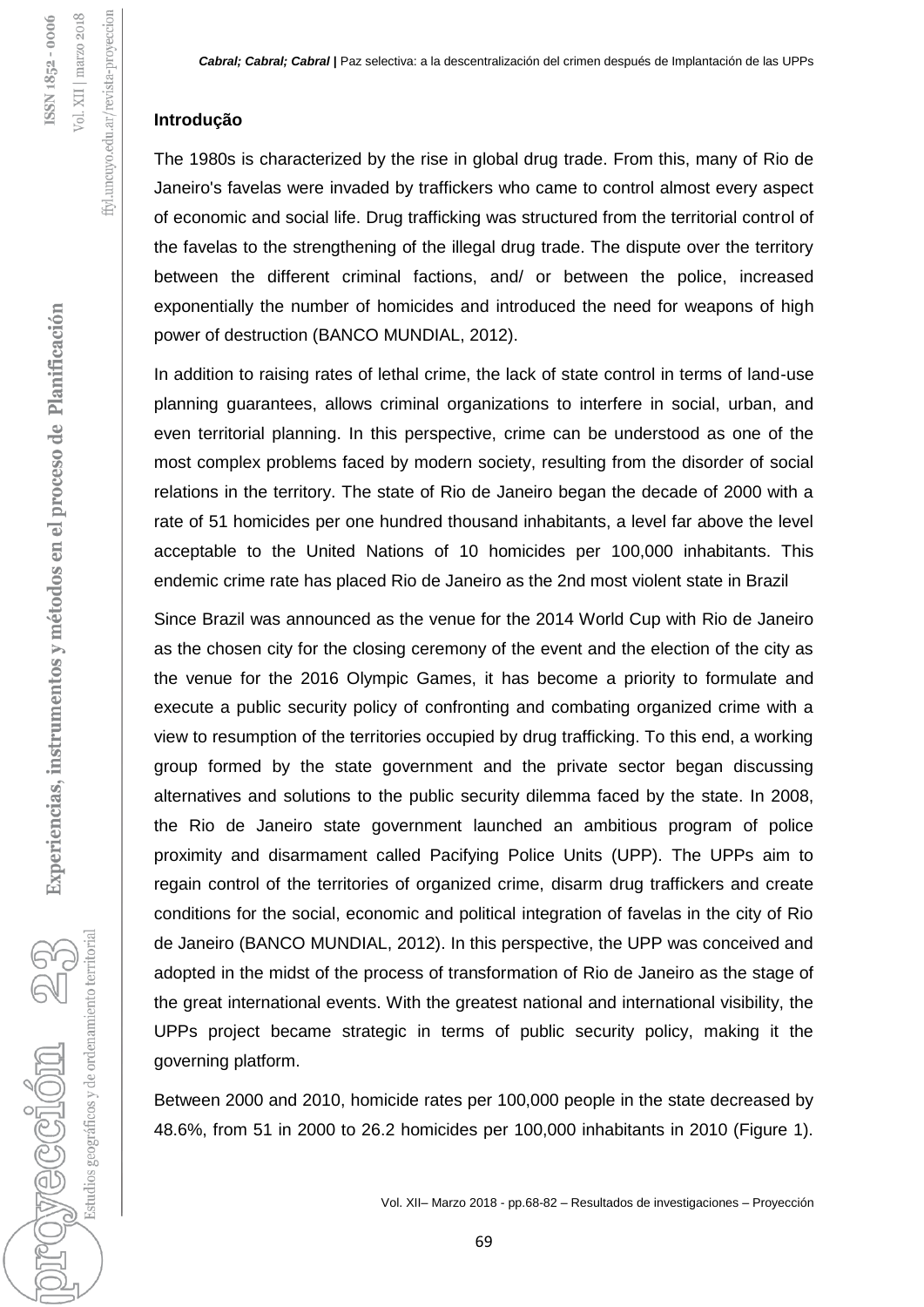## Introdução

The 1980s is characterized by the rise in global drug trade. From this, many of Rio de Janeiro's favelas were invaded by traffickers who came to control almost every aspect of economic and social life. Drug trafficking was structured from the territorial control of the favelas to the strengthening of the illegal drug trade. The dispute over the territory between the different criminal factions, and/ or between the police, increased exponentially the number of homicides and introduced the need for weapons of high power of destruction (BANCO MUNDIAL, 2012).

In addition to raising rates of lethal crime, the lack of state control in terms of land-use planning guarantees, allows criminal organizations to interfere in social, urban, and even territorial planning. In this perspective, crime can be understood as one of the most complex problems faced by modern society, resulting from the disorder of social relations in the territory. The state of Rio de Janeiro began the decade of 2000 with a rate of 51 homicides per one hundred thousand inhabitants, a level far above the level acceptable to the United Nations of 10 homicides per 100,000 inhabitants. This endemic crime rate has placed Rio de Janeiro as the 2nd most violent state in Brazil

Since Brazil was announced as the venue for the 2014 World Cup with Rio de Janeiro as the chosen city for the closing ceremony of the event and the election of the city as the venue for the 2016 Olympic Games, it has become a priority to formulate and execute a public security policy of confronting and combating organized crime with a view to resumption of the territories occupied by drug trafficking. To this end, a working group formed by the state government and the private sector began discussing alternatives and solutions to the public security dilemma faced by the state. In 2008, the Rio de Janeiro state government launched an ambitious program of police proximity and disarmament called Pacifying Police Units (UPP). The UPPs aim to regain control of the territories of organized crime, disarm drug traffickers and create conditions for the social, economic and political integration of favelas in the city of Rio de Janeiro (BANCO MUNDIAL, 2012). In this perspective, the UPP was conceived and adopted in the midst of the process of transformation of Rio de Janeiro as the stage of the great international events. With the greatest national and international visibility, the UPPs project became strategic in terms of public security policy, making it the governing platform.

Between 2000 and 2010, homicide rates per 100,000 people in the state decreased by 48.6%, from 51 in 2000 to 26.2 homicides per 100,000 inhabitants in 2010 (Figure 1).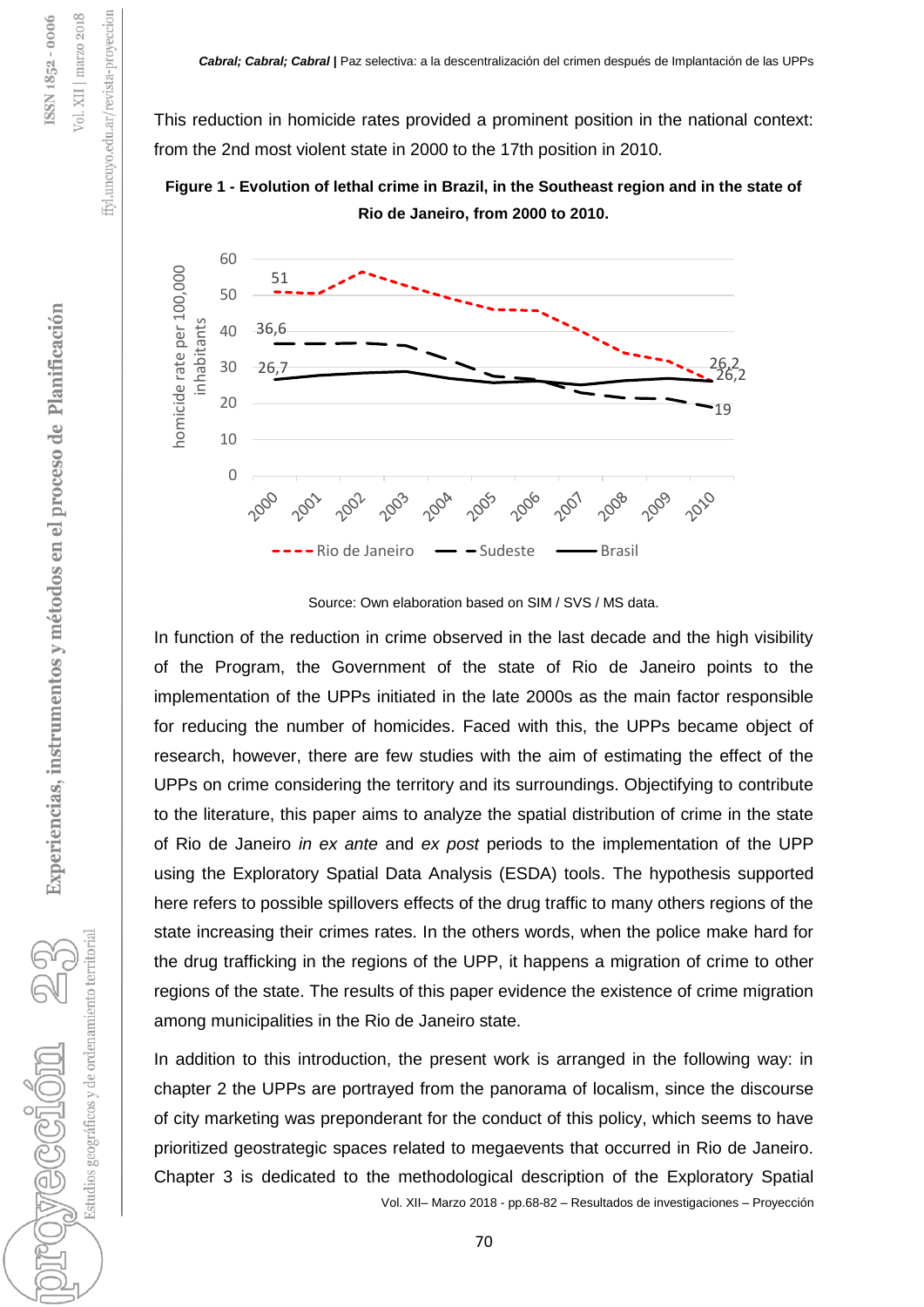This reduction in homicide rates provided a prominent position in the national context: from the 2nd most violent state in 2000 to the 17th position in 2010.

**Figure 1 - Evolution of lethal crime in Brazil, in the Southeast region and in the state of Rio de Janeiro, from 2000 to 2010.**

Source: Own elaboration based on SIM / SVS / MS data.

In function of the reduction in crime observed in the last decade and the high visibility of the Program, the Government of the state of Rio de Janeiro points to the implementation of the UPPs initiated in the late 2000s as the main factor responsible for reducing the number of homicides. Faced with this, the UPPs became object of research, however, there are few studies with the aim of estimating the effect of the UPPs on crime considering the territory and its surroundings. Objectifying to contribute to the literature, this paper aims to analyze the spatial distribution of crime in the state of Rio de Janeiro *in ex ante* and *ex post* periods to the implementation of the UPP using the Exploratory Spatial Data Analysis (ESDA) tools. The hypothesis supported here refers to possible spillovers effects of the drug traffic to many others regions of the state increasing their crimes rates. In the others words, when the police make hard for the drug trafficking in the regions of the UPP, it happens a migration of crime to other regions of the state. The results of this paper evidence the existence of crime migration among municipalities in the Rio de Janeiro state.

In addition to this introduction, the present work is arranged in the following way: in chapter 2 the UPPs are portrayed from the panorama of localism, since the discourse of city marketing was preponderant for the conduct of this policy, which seems to have prioritized geostrategic spaces related to megaevents that occurred in Rio de Janeiro. Chapter 3 is dedicated to the methodological description of the Exploratory Spatial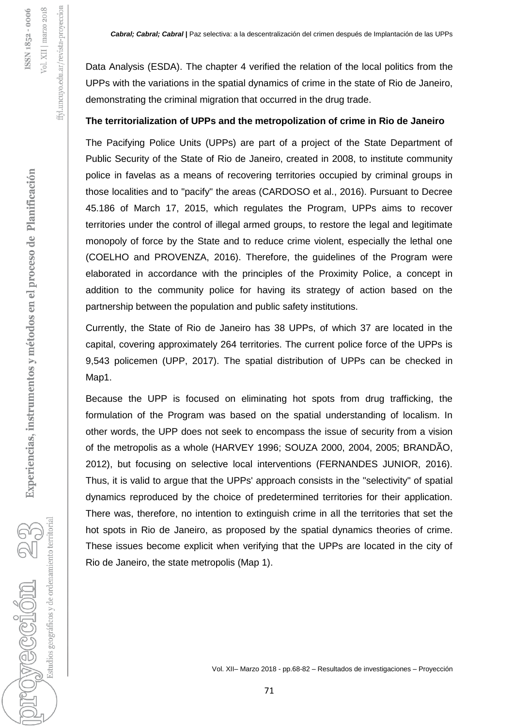Data Analysis (ESDA). The chapter 4 verified the relation of the local politics from the UPPs with the variations in the spatial dynamics of crime in the state of Rio de Janeiro, demonstrating the criminal migration that occurred in the drug trade.

**The territorialization of UPPs and the metropolization of crime in Rio de Janeiro**

The Pacifying Police Units (UPPs) are part of a project of the State Department of Public Security of the State of Rio de Janeiro, created in 2008, to institute community police in favelas as a means of recovering territories occupied by criminal groups in those localities and to "pacify" the areas (CARDOSO et al., 2016). Pursuant to Decree 45.186 of March 17, 2015, which regulates the Program, UPPs aims to recover territories under the control of illegal armed groups, to restore the legal and legitimate monopoly of force by the State and to reduce crime violent, especially the lethal one (COELHO and PROVENZA, 2016). Therefore, the guidelines of the Program were elaborated in accordance with the principles of the Proximity Police, a concept in addition to the community police for having its strategy of action based on the partnership between the population and public safety institutions.

Currently, the State of Rio de Janeiro has 38 UPPs, of which 37 are located in the capital, covering approximately 264 territories. The current police force of the UPPs is 9,543 policemen (UPP, 2017). The spatial distribution of UPPs can be checked in Map1.

Because the UPP is focused on eliminating hot spots from drug trafficking, the formulation of the Program was based on the spatial understanding of localism. In other words, the UPP does not seek to encompass the issue of security from a vision of the metropolis as a whole (HARVEY 1996; SOUZA 2000, 2004, 2005; BRANDÃO, 2012), but focusing on selective local interventions (FERNANDES JUNIOR, 2016). Thus, it is valid to argue that the UPPs' approach consists in the "selectivity" of spatial dynamics reproduced by the choice of predetermined territories for their application. There was, therefore, no intention to extinguish crime in all the territories that set the hot spots in Rio de Janeiro, as proposed by the spatial dynamics theories of crime. These issues become explicit when verifying that the UPPs are located in the city of Rio de Janeiro, the state metropolis (Map 1).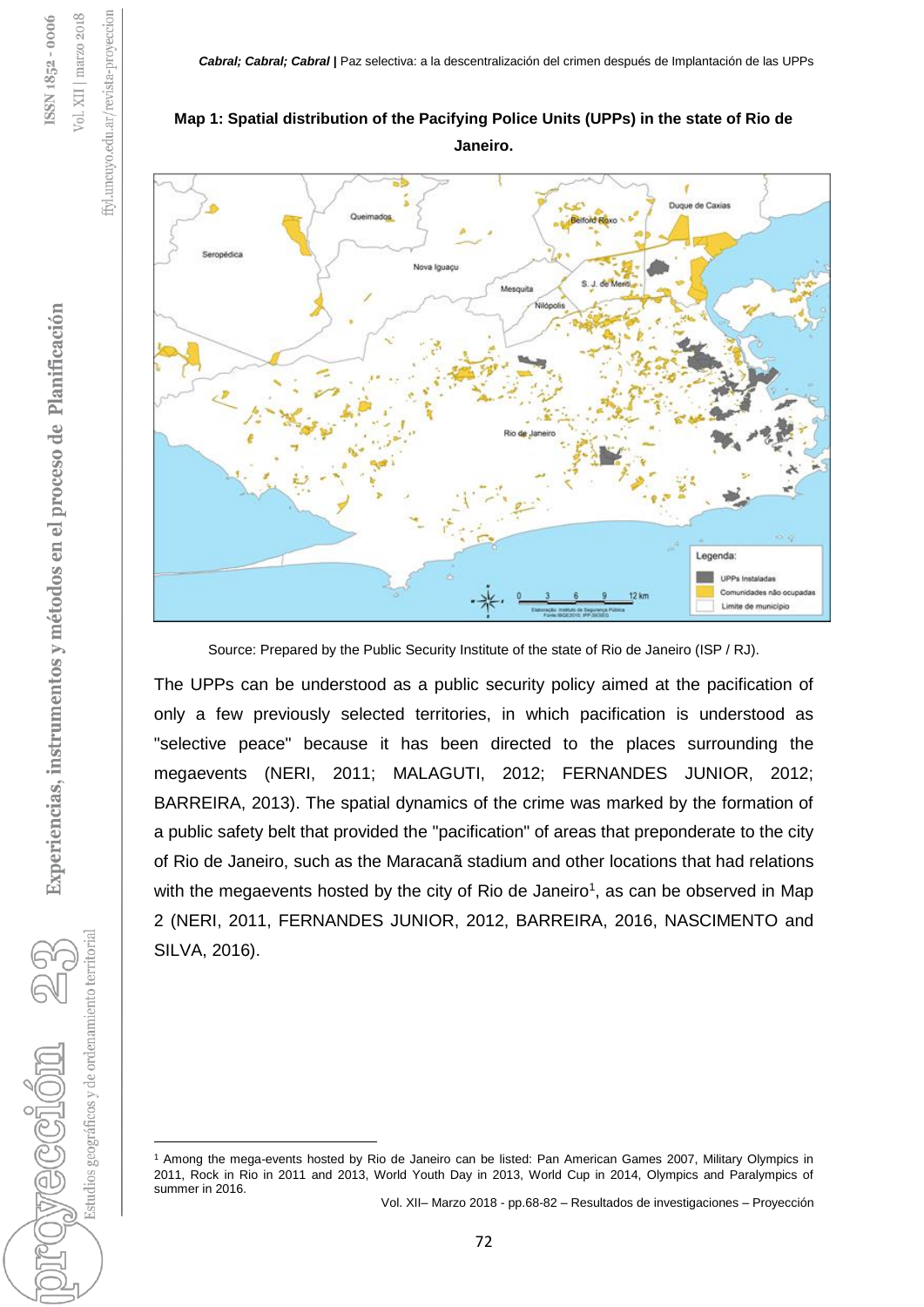**Map 1: Spatial distribution of the Pacifying Police Units (UPPs) in the state of Rio de Janeiro.**

Source: Prepared by the Public Security Institute of the state of Rio de Janeiro (ISP / RJ).

The UPPs can be understood as a public security policy aimed at the pacification of only a few previously selected territories, in which pacification is understood as "selective peace" because it has been directed to the places surrounding the megaevents (NERI, 2011; MALAGUTI, 2012; FERNANDES JUNIOR, 2012; BARREIRA, 2013). The spatial dynamics of the crime was marked by the formation of a public safety belt that provided the "pacification" of areas that preponderate to the city of Rio de Janeiro, such as the Maracanã stadium and other locations that had relations with the megaevents hosted by the city of Rio de Janeiro[1], as can be observed in Map 2 (NERI, 2011, FERNANDES JUNIOR, 2012, BARREIRA, 2016, NASCIMENTO and SILVA, 2016).

---

[1] Among the mega-events hosted by Rio de Janeiro can be listed: Pan American Games 2007, Military Olympics in 2011, Rock in Rio in 2011 and 2013, World Youth Day in 2013, World Cup in 2014, Olympics and Paralympics of summer in 2016.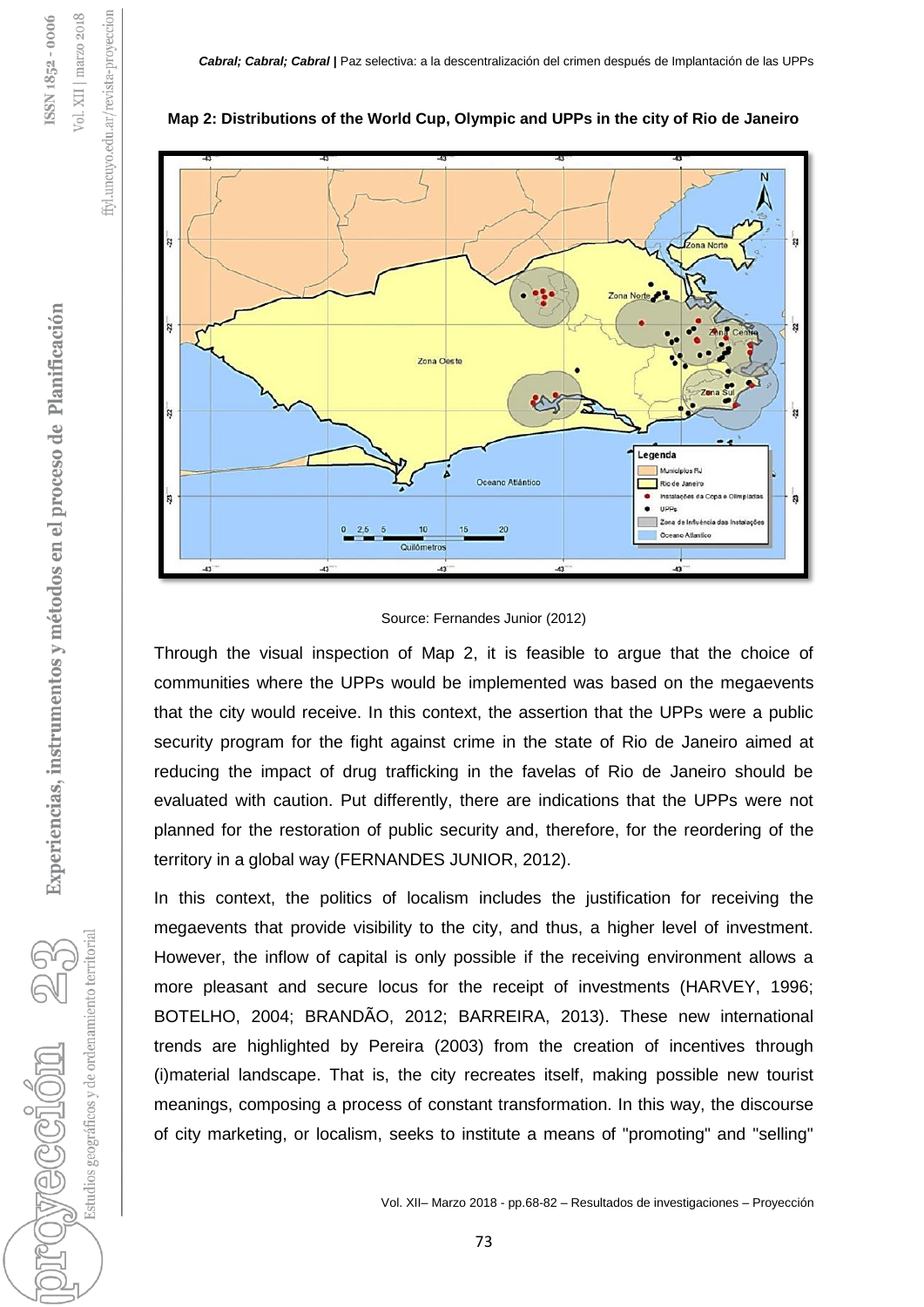**Map 2: Distributions of the World Cup, Olympic and UPPs in the city of Rio de Janeiro**

Source: Fernandes Junior (2012)

Through the visual inspection of Map 2, it is feasible to argue that the choice of communities where the UPPs would be implemented was based on the megaevents that the city would receive. In this context, the assertion that the UPPs were a public security program for the fight against crime in the state of Rio de Janeiro aimed at reducing the impact of drug trafficking in the favelas of Rio de Janeiro should be evaluated with caution. Put differently, there are indications that the UPPs were not planned for the restoration of public security and, therefore, for the reordering of the territory in a global way (FERNANDES JUNIOR, 2012).

In this context, the politics of localism includes the justification for receiving the megaevents that provide visibility to the city, and thus, a higher level of investment. However, the inflow of capital is only possible if the receiving environment allows a more pleasant and secure locus for the receipt of investments (HARVEY, 1996; BOTELHO, 2004; BRANDÃO, 2012; BARREIRA, 2013). These new international trends are highlighted by Pereira (2003) from the creation of incentives through (i)material landscape. That is, the city recreates itself, making possible new tourist meanings, composing a process of constant transformation. In this way, the discourse of city marketing, or localism, seeks to institute a means of "promoting" and "selling"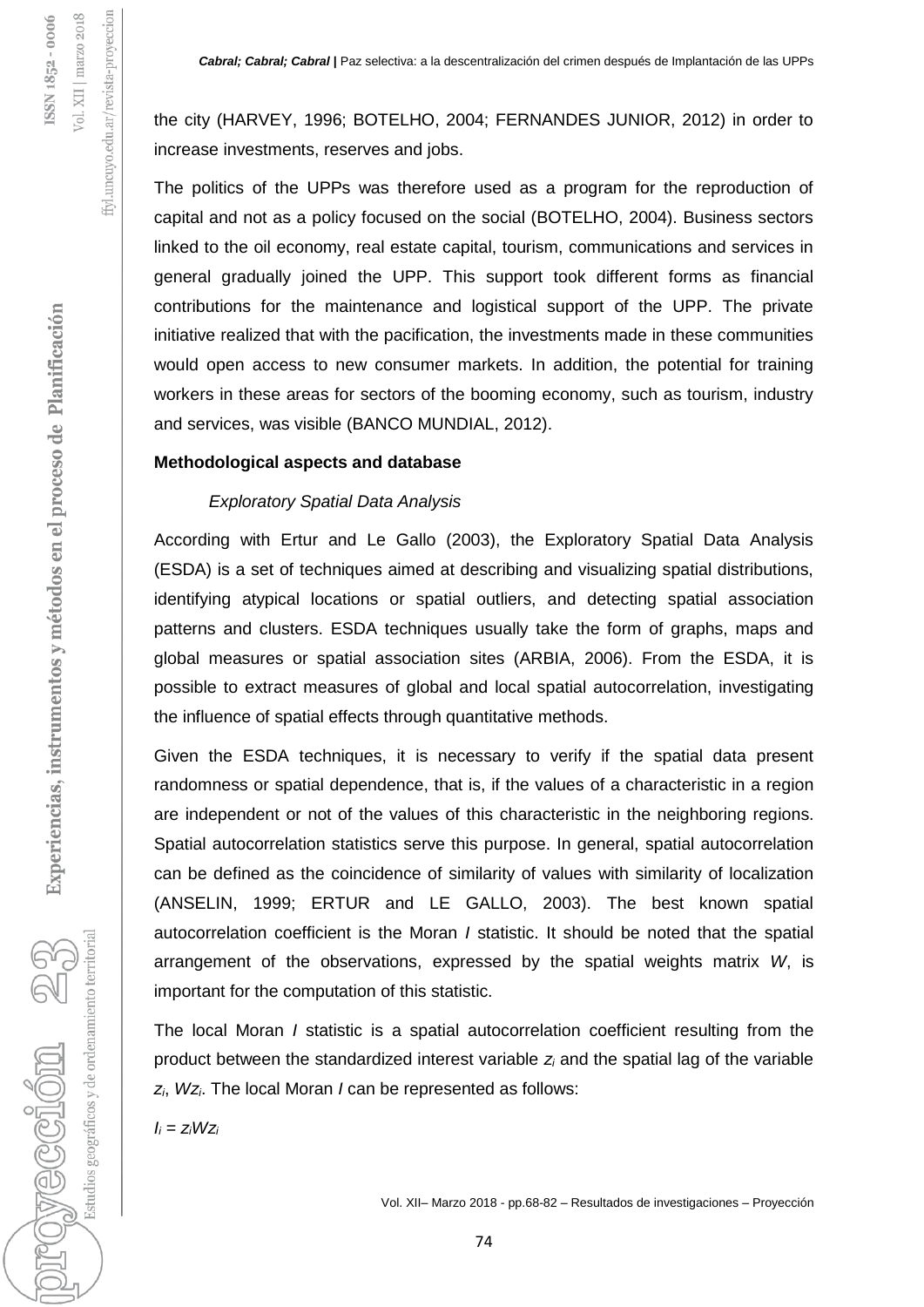the city (HARVEY, 1996; BOTELHO, 2004; FERNANDES JUNIOR, 2012) in order to increase investments, reserves and jobs.

The politics of the UPPs was therefore used as a program for the reproduction of capital and not as a policy focused on the social (BOTELHO, 2004). Business sectors linked to the oil economy, real estate capital, tourism, communications and services in general gradually joined the UPP. This support took different forms as financial contributions for the maintenance and logistical support of the UPP. The private initiative realized that with the pacification, the investments made in these communities would open access to new consumer markets. In addition, the potential for training workers in these areas for sectors of the booming economy, such as tourism, industry and services, was visible (BANCO MUNDIAL, 2012).

## Methodological aspects and database

### *Exploratory Spatial Data Analysis*

According with Ertur and Le Gallo (2003), the Exploratory Spatial Data Analysis (ESDA) is a set of techniques aimed at describing and visualizing spatial distributions, identifying atypical locations or spatial outliers, and detecting spatial association patterns and clusters. ESDA techniques usually take the form of graphs, maps and global measures or spatial association sites (ARBIA, 2006). From the ESDA, it is possible to extract measures of global and local spatial autocorrelation, investigating the influence of spatial effects through quantitative methods.

Given the ESDA techniques, it is necessary to verify if the spatial data present randomness or spatial dependence, that is, if the values of a characteristic in a region are independent or not of the values of this characteristic in the neighboring regions. Spatial autocorrelation statistics serve this purpose. In general, spatial autocorrelation can be defined as the coincidence of similarity of values with similarity of localization (ANSELIN, 1999; ERTUR and LE GALLO, 2003). The best known spatial autocorrelation coefficient is the Moran $I$ statistic. It should be noted that the spatial arrangement of the observations, expressed by the spatial weights matrix $W$, is important for the computation of this statistic.

The local Moran $I$ statistic is a spatial autocorrelation coefficient resulting from the product between the standardized interest variable $z_i$ and the spatial lag of the variable $z_i$, $Wz_i$. The local Moran $I$ can be represented as follows:

$$I_i = z_i W z_i$$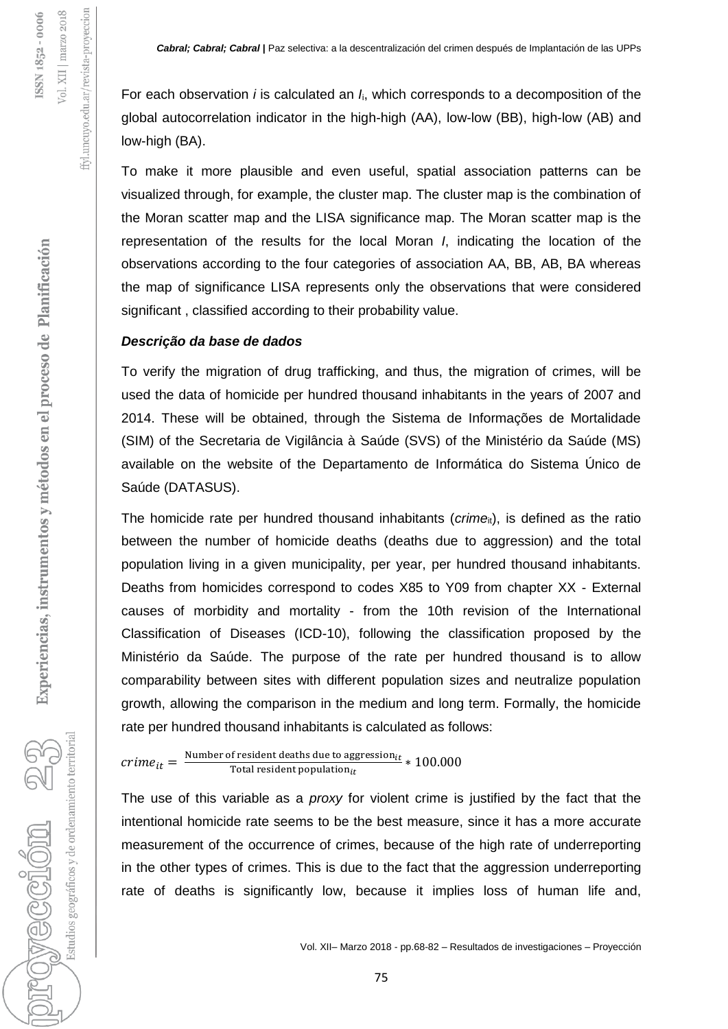For each observation *i* is calculated an $I_i$, which corresponds to a decomposition of the global autocorrelation indicator in the high-high (AA), low-low (BB), high-low (AB) and low-high (BA).

To make it more plausible and even useful, spatial association patterns can be visualized through, for example, the cluster map. The cluster map is the combination of the Moran scatter map and the LISA significance map. The Moran scatter map is the representation of the results for the local Moran *I*, indicating the location of the observations according to the four categories of association AA, BB, AB, BA whereas the map of significance LISA represents only the observations that were considered significant , classified according to their probability value.

### *Descrição da base de dados*

To verify the migration of drug trafficking, and thus, the migration of crimes, will be used the data of homicide per hundred thousand inhabitants in the years of 2007 and 2014. These will be obtained, through the Sistema de Informações de Mortalidade (SIM) of the Secretaria de Vigilância à Saúde (SVS) of the Ministério da Saúde (MS) available on the website of the Departamento de Informática do Sistema Único de Saúde (DATASUS).

The homicide rate per hundred thousand inhabitants ($crime_{it}$), is defined as the ratio between the number of homicide deaths (deaths due to aggression) and the total population living in a given municipality, per year, per hundred thousand inhabitants. Deaths from homicides correspond to codes X85 to Y09 from chapter XX - External causes of morbidity and mortality - from the 10th revision of the International Classification of Diseases (ICD-10), following the classification proposed by the Ministério da Saúde. The purpose of the rate per hundred thousand is to allow comparability between sites with different population sizes and neutralize population growth, allowing the comparison in the medium and long term. Formally, the homicide rate per hundred thousand inhabitants is calculated as follows:

$$crime_{it} = \frac{\text{Number of resident deaths due to aggression}_{it}}{\text{Total resident population}_{it}} * 100.000$$

The use of this variable as a *proxy* for violent crime is justified by the fact that the intentional homicide rate seems to be the best measure, since it has a more accurate measurement of the occurrence of crimes, because of the high rate of underreporting in the other types of crimes. This is due to the fact that the aggression underreporting rate of deaths is significantly low, because it implies loss of human life and,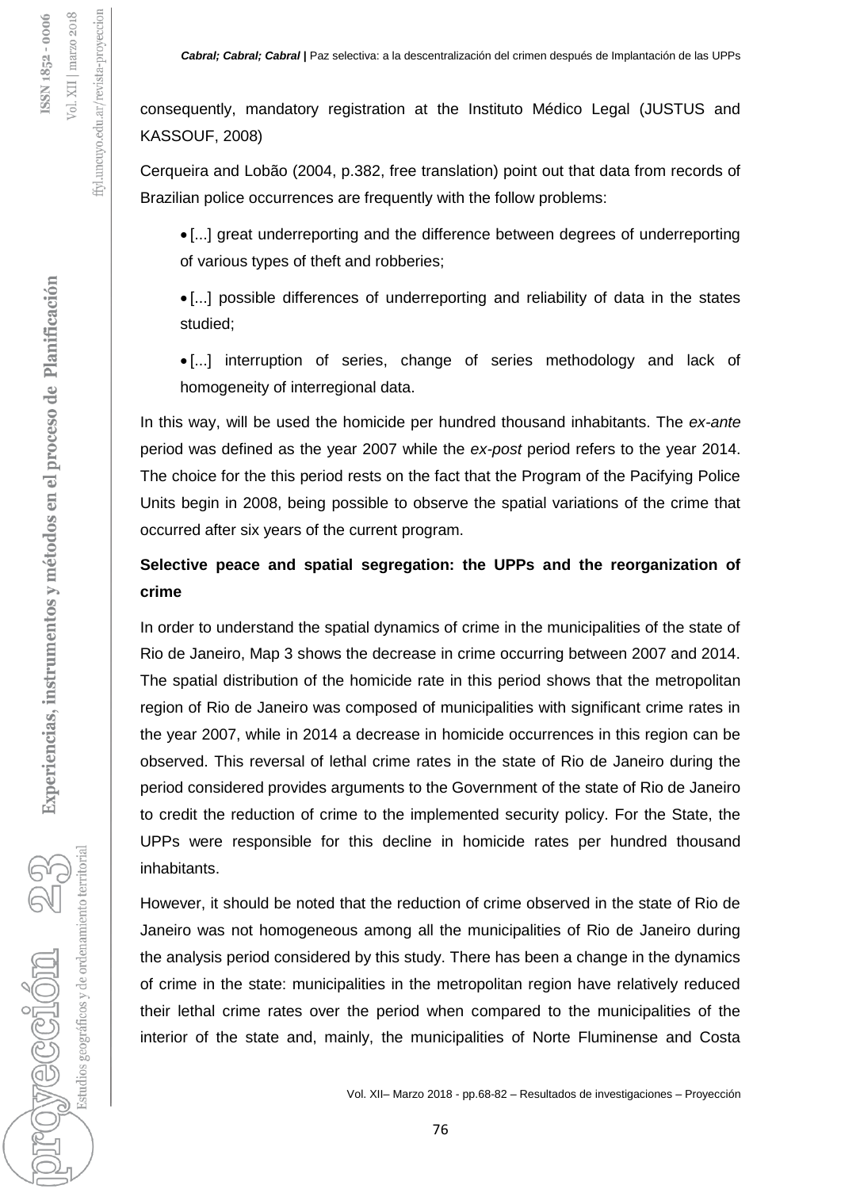consequently, mandatory registration at the Instituto Médico Legal (JUSTUS and KASSOUF, 2008)

Cerqueira and Lobão (2004, p.382, free translation) point out that data from records of Brazilian police occurrences are frequently with the follow problems:

- [...] great underreporting and the difference between degrees of underreporting of various types of theft and robberies;
- [...] possible differences of underreporting and reliability of data in the states studied;
- [...] interruption of series, change of series methodology and lack of homogeneity of interregional data.

In this way, will be used the homicide per hundred thousand inhabitants. The *ex-ante* period was defined as the year 2007 while the *ex-post* period refers to the year 2014. The choice for the this period rests on the fact that the Program of the Pacifying Police Units begin in 2008, being possible to observe the spatial variations of the crime that occurred after six years of the current program.

## Selective peace and spatial segregation: the UPPs and the reorganization of crime

In order to understand the spatial dynamics of crime in the municipalities of the state of Rio de Janeiro, Map 3 shows the decrease in crime occurring between 2007 and 2014. The spatial distribution of the homicide rate in this period shows that the metropolitan region of Rio de Janeiro was composed of municipalities with significant crime rates in the year 2007, while in 2014 a decrease in homicide occurrences in this region can be observed. This reversal of lethal crime rates in the state of Rio de Janeiro during the period considered provides arguments to the Government of the state of Rio de Janeiro to credit the reduction of crime to the implemented security policy. For the State, the UPPs were responsible for this decline in homicide rates per hundred thousand inhabitants.

However, it should be noted that the reduction of crime observed in the state of Rio de Janeiro was not homogeneous among all the municipalities of Rio de Janeiro during the analysis period considered by this study. There has been a change in the dynamics of crime in the state: municipalities in the metropolitan region have relatively reduced their lethal crime rates over the period when compared to the municipalities of the interior of the state and, mainly, the municipalities of Norte Fluminense and Costa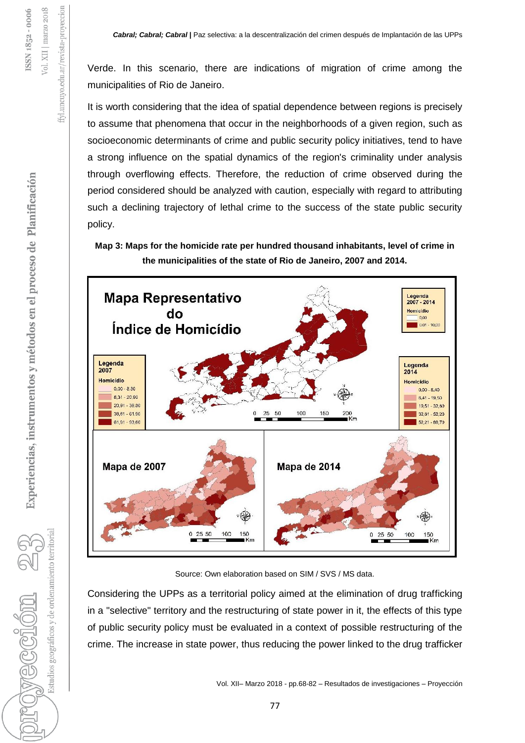Verde. In this scenario, there are indications of migration of crime among the municipalities of Rio de Janeiro.

It is worth considering that the idea of spatial dependence between regions is precisely to assume that phenomena that occur in the neighborhoods of a given region, such as socioeconomic determinants of crime and public security policy initiatives, tend to have a strong influence on the spatial dynamics of the region's criminality under analysis through overflowing effects. Therefore, the reduction of crime observed during the period considered should be analyzed with caution, especially with regard to attributing such a declining trajectory of lethal crime to the success of the state public security policy.

**Map 3: Maps for the homicide rate per hundred thousand inhabitants, level of crime in the municipalities of the state of Rio de Janeiro, 2007 and 2014.**

Source: Own elaboration based on SIM / SVS / MS data.

Considering the UPPs as a territorial policy aimed at the elimination of drug trafficking in a "selective" territory and the restructuring of state power in it, the effects of this type of public security policy must be evaluated in a context of possible restructuring of the crime. The increase in state power, thus reducing the power linked to the drug trafficker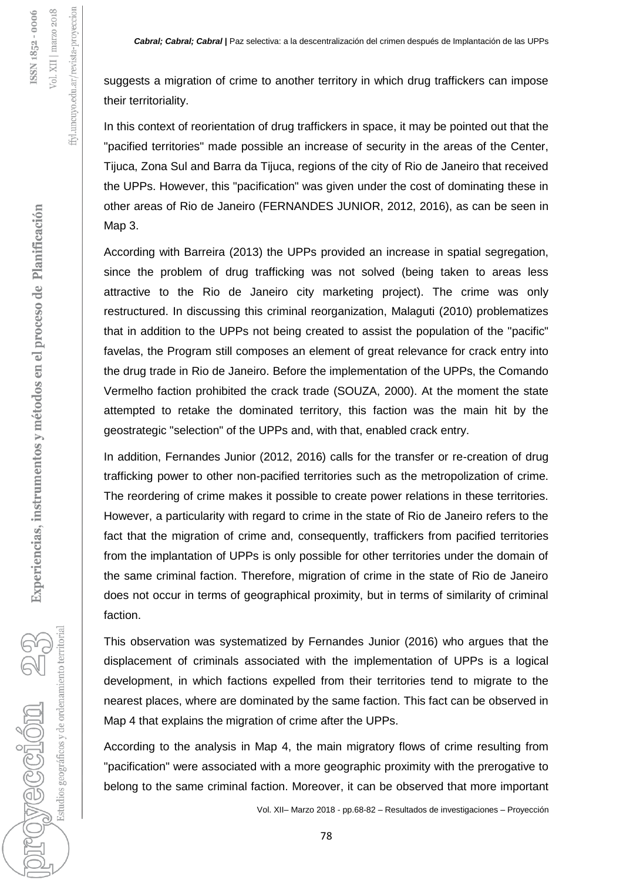suggests a migration of crime to another territory in which drug traffickers can impose their territoriality.

In this context of reorientation of drug traffickers in space, it may be pointed out that the "pacified territories" made possible an increase of security in the areas of the Center, Tijuca, Zona Sul and Barra da Tijuca, regions of the city of Rio de Janeiro that received the UPPs. However, this "pacification" was given under the cost of dominating these in other areas of Rio de Janeiro (FERNANDES JUNIOR, 2012, 2016), as can be seen in Map 3.

According with Barreira (2013) the UPPs provided an increase in spatial segregation, since the problem of drug trafficking was not solved (being taken to areas less attractive to the Rio de Janeiro city marketing project). The crime was only restructured. In discussing this criminal reorganization, Malaguti (2010) problematizes that in addition to the UPPs not being created to assist the population of the "pacific" favelas, the Program still composes an element of great relevance for crack entry into the drug trade in Rio de Janeiro. Before the implementation of the UPPs, the Comando Vermelho faction prohibited the crack trade (SOUZA, 2000). At the moment the state attempted to retake the dominated territory, this faction was the main hit by the geostrategic "selection" of the UPPs and, with that, enabled crack entry.

In addition, Fernandes Junior (2012, 2016) calls for the transfer or re-creation of drug trafficking power to other non-pacified territories such as the metropolization of crime. The reordering of crime makes it possible to create power relations in these territories. However, a particularity with regard to crime in the state of Rio de Janeiro refers to the fact that the migration of crime and, consequently, traffickers from pacified territories from the implantation of UPPs is only possible for other territories under the domain of the same criminal faction. Therefore, migration of crime in the state of Rio de Janeiro does not occur in terms of geographical proximity, but in terms of similarity of criminal faction.

This observation was systematized by Fernandes Junior (2016) who argues that the displacement of criminals associated with the implementation of UPPs is a logical development, in which factions expelled from their territories tend to migrate to the nearest places, where are dominated by the same faction. This fact can be observed in Map 4 that explains the migration of crime after the UPPs.

According to the analysis in Map 4, the main migratory flows of crime resulting from "pacification" were associated with a more geographic proximity with the prerogative to belong to the same criminal faction. Moreover, it can be observed that more important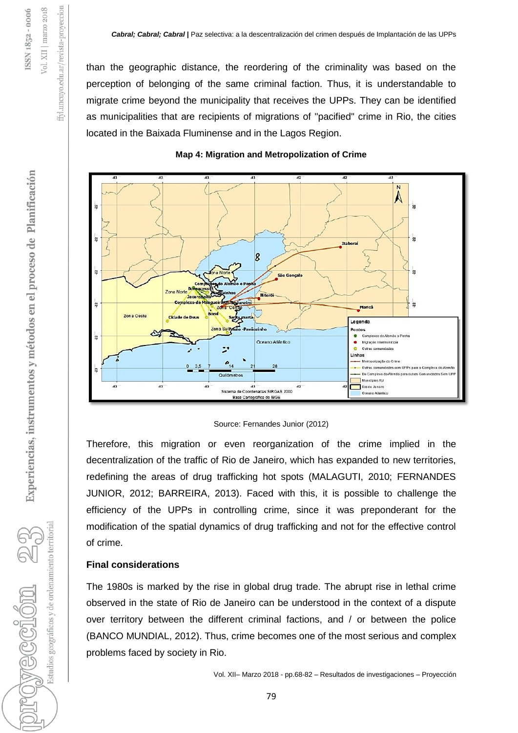than the geographic distance, the reordering of the criminality was based on the perception of belonging of the same criminal faction. Thus, it is understandable to migrate crime beyond the municipality that receives the UPPs. They can be identified as municipalities that are recipients of migrations of "pacified" crime in Rio, the cities located in the Baixada Fluminense and in the Lagos Region.

**Map 4: Migration and Metropolization of Crime**

Source: Fernandes Junior (2012)

Therefore, this migration or even reorganization of the crime implied in the decentralization of the traffic of Rio de Janeiro, which has expanded to new territories, redefining the areas of drug trafficking hot spots (MALAGUTI, 2010; FERNANDES JUNIOR, 2012; BARREIRA, 2013). Faced with this, it is possible to challenge the efficiency of the UPPs in controlling crime, since it was preponderant for the modification of the spatial dynamics of drug trafficking and not for the effective control of crime.

**Final considerations**

The 1980s is marked by the rise in global drug trade. The abrupt rise in lethal crime observed in the state of Rio de Janeiro can be understood in the context of a dispute over territory between the different criminal factions, and / or between the police (BANCO MUNDIAL, 2012). Thus, crime becomes one of the most serious and complex problems faced by society in Rio.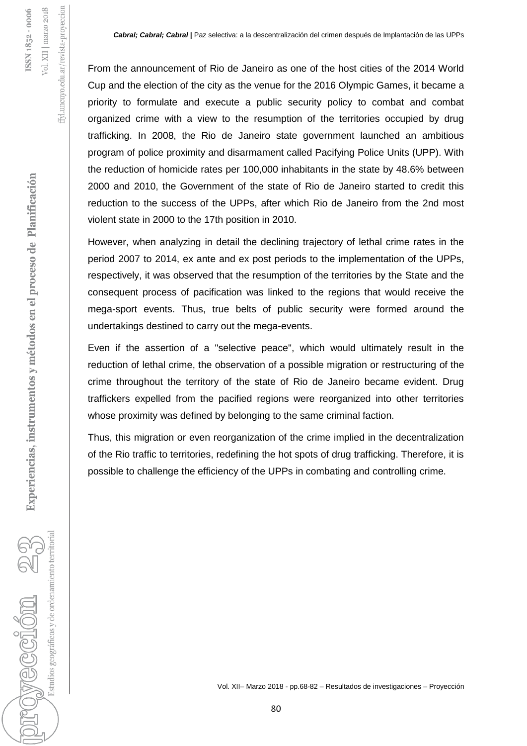From the announcement of Rio de Janeiro as one of the host cities of the 2014 World Cup and the election of the city as the venue for the 2016 Olympic Games, it became a priority to formulate and execute a public security policy to combat and combat organized crime with a view to the resumption of the territories occupied by drug trafficking. In 2008, the Rio de Janeiro state government launched an ambitious program of police proximity and disarmament called Pacifying Police Units (UPP). With the reduction of homicide rates per 100,000 inhabitants in the state by 48.6% between 2000 and 2010, the Government of the state of Rio de Janeiro started to credit this reduction to the success of the UPPs, after which Rio de Janeiro from the 2nd most violent state in 2000 to the 17th position in 2010.

However, when analyzing in detail the declining trajectory of lethal crime rates in the period 2007 to 2014, ex ante and ex post periods to the implementation of the UPPs, respectively, it was observed that the resumption of the territories by the State and the consequent process of pacification was linked to the regions that would receive the mega-sport events. Thus, true belts of public security were formed around the undertakings destined to carry out the mega-events.

Even if the assertion of a "selective peace", which would ultimately result in the reduction of lethal crime, the observation of a possible migration or restructuring of the crime throughout the territory of the state of Rio de Janeiro became evident. Drug traffickers expelled from the pacified regions were reorganized into other territories whose proximity was defined by belonging to the same criminal faction.

Thus, this migration or even reorganization of the crime implied in the decentralization of the Rio traffic to territories, redefining the hot spots of drug trafficking. Therefore, it is possible to challenge the efficiency of the UPPs in combating and controlling crime.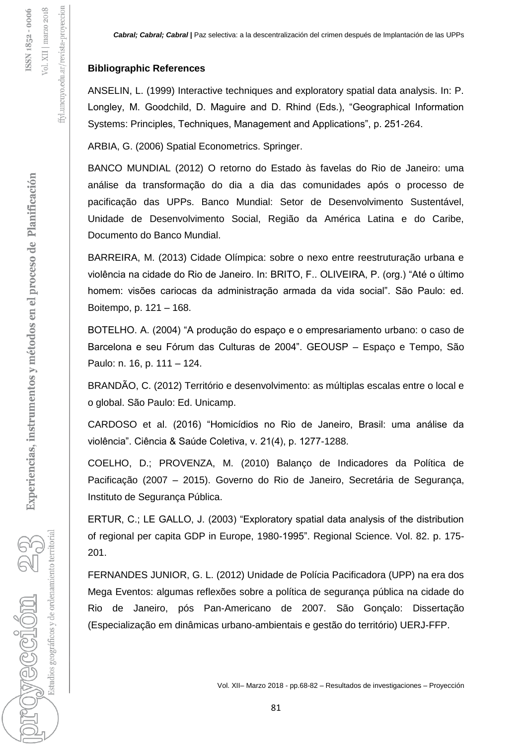**Bibliographic References**

ANSELIN, L. (1999) Interactive techniques and exploratory spatial data analysis. In: P. Longley, M. Goodchild, D. Maguire and D. Rhind (Eds.), "Geographical Information Systems: Principles, Techniques, Management and Applications", p. 251-264.

ARBIA, G. (2006) Spatial Econometrics. Springer.

BANCO MUNDIAL (2012) O retorno do Estado às favelas do Rio de Janeiro: uma análise da transformação do dia a dia das comunidades após o processo de pacificação das UPPs. Banco Mundial: Setor de Desenvolvimento Sustentável, Unidade de Desenvolvimento Social, Região da América Latina e do Caribe, Documento do Banco Mundial.

BARREIRA, M. (2013) Cidade Olímpica: sobre o nexo entre reestruturação urbana e violência na cidade do Rio de Janeiro. In: BRITO, F.. OLIVEIRA, P. (org.) "Até o último homem: visões cariocas da administração armada da vida social". São Paulo: ed. Boitempo, p. 121 – 168.

BOTELHO. A. (2004) "A produção do espaço e o empresariamento urbano: o caso de Barcelona e seu Fórum das Culturas de 2004". GEOUSP – Espaço e Tempo, São Paulo: n. 16, p. 111 – 124.

BRANDÃO, C. (2012) Território e desenvolvimento: as múltiplas escalas entre o local e o global. São Paulo: Ed. Unicamp.

CARDOSO et al. (2016) "Homicídios no Rio de Janeiro, Brasil: uma análise da violência". Ciência & Saúde Coletiva, v. 21(4), p. 1277-1288.

COELHO, D.; PROVENZA, M. (2010) Balanço de Indicadores da Política de Pacificação (2007 – 2015). Governo do Rio de Janeiro, Secretária de Segurança, Instituto de Segurança Pública.

ERTUR, C.; LE GALLO, J. (2003) "Exploratory spatial data analysis of the distribution of regional per capita GDP in Europe, 1980-1995". Regional Science. Vol. 82. p. 175-201.

FERNANDES JUNIOR, G. L. (2012) Unidade de Polícia Pacificadora (UPP) na era dos Mega Eventos: algumas reflexões sobre a política de segurança pública na cidade do Rio de Janeiro, pós Pan-Americano de 2007. São Gonçalo: Dissertação (Especialização em dinâmicas urbano-ambientais e gestão do território) UERJ-FFP.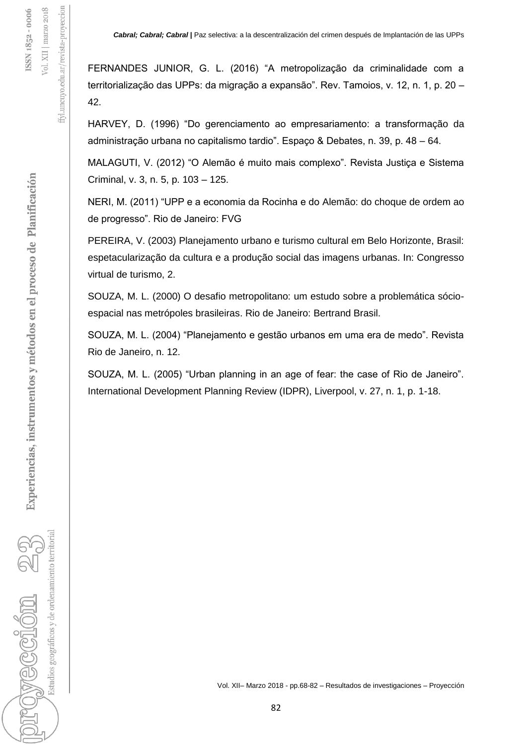FERNANDES JUNIOR, G. L. (2016) “A metropolização da criminalidade com a territorialização das UPPs: da migração a expansão”. Rev. Tamoios, v. 12, n. 1, p. 20 – 42.

HARVEY, D. (1996) “Do gerenciamento ao empresariamento: a transformação da administração urbana no capitalismo tardio”. Espaço & Debates, n. 39, p. 48 – 64.

MALAGUTI, V. (2012) “O Alemão é muito mais complexo”. Revista Justiça e Sistema Criminal, v. 3, n. 5, p. 103 – 125.

NERI, M. (2011) “UPP e a economia da Rocinha e do Alemão: do choque de ordem ao de progresso”. Rio de Janeiro: FVG

PEREIRA, V. (2003) Planejamento urbano e turismo cultural em Belo Horizonte, Brasil: espetacularização da cultura e a produção social das imagens urbanas. In: Congresso virtual de turismo, 2.

SOUZA, M. L. (2000) O desafio metropolitano: um estudo sobre a problemática sócio-espacial nas metrópoles brasileiras. Rio de Janeiro: Bertrand Brasil.

SOUZA, M. L. (2004) “Planejamento e gestão urbanos em uma era de medo”. Revista Rio de Janeiro, n. 12.

SOUZA, M. L. (2005) “Urban planning in an age of fear: the case of Rio de Janeiro”. International Development Planning Review (IDPR), Liverpool, v. 27, n. 1, p. 1-18.